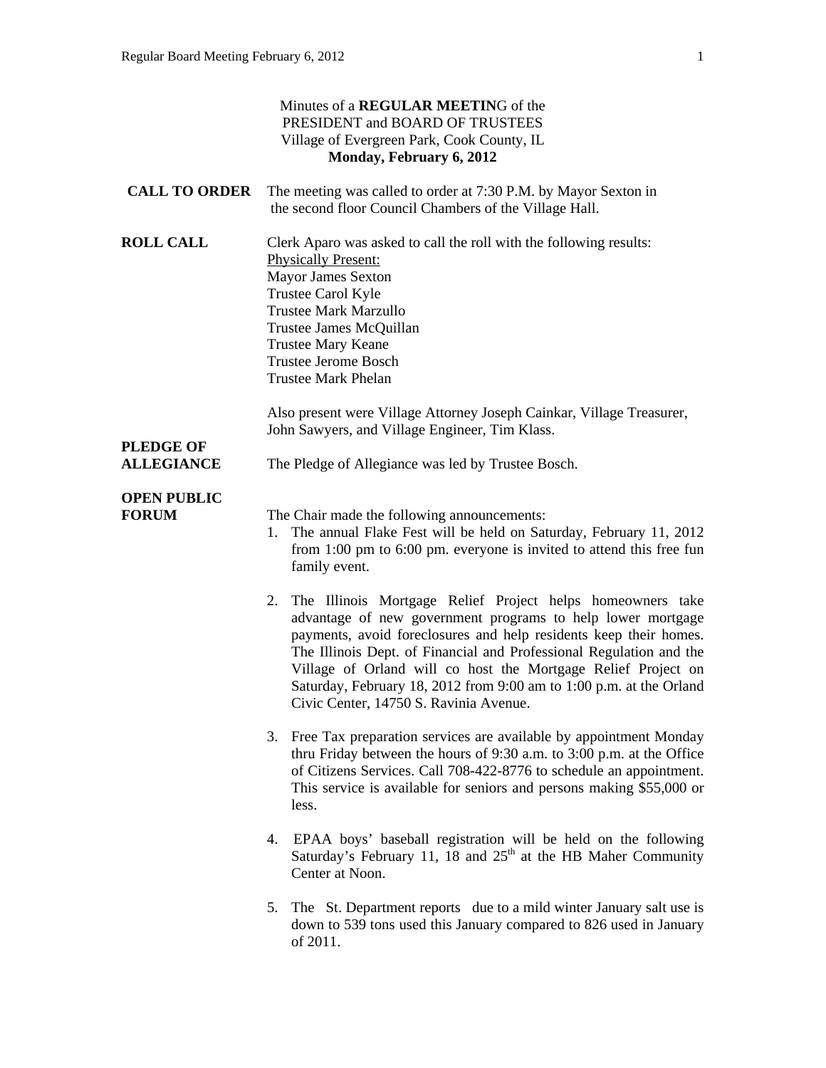Minutes of a **REGULAR MEETIN**G of the
PRESIDENT and BOARD OF TRUSTEES
Village of Evergreen Park, Cook County, IL
**Monday, February 6, 2012**

**CALL TO ORDER**

The meeting was called to order at 7:30 P.M. by Mayor Sexton in the second floor Council Chambers of the Village Hall.

**ROLL CALL**

Clerk Aparo was asked to call the roll with the following results:

Physically Present:
Mayor James Sexton
Trustee Carol Kyle
Trustee Mark Marzullo
Trustee James McQuillan
Trustee Mary Keane
Trustee Jerome Bosch
Trustee Mark Phelan

Also present were Village Attorney Joseph Cainkar, Village Treasurer, John Sawyers, and Village Engineer, Tim Klass.

**PLEDGE OF ALLEGIANCE**

The Pledge of Allegiance was led by Trustee Bosch.

**OPEN PUBLIC FORUM**

The Chair made the following announcements:

1. The annual Flake Fest will be held on Saturday, February 11, 2012 from 1:00 pm to 6:00 pm. everyone is invited to attend this free fun family event.

2. The Illinois Mortgage Relief Project helps homeowners take advantage of new government programs to help lower mortgage payments, avoid foreclosures and help residents keep their homes. The Illinois Dept. of Financial and Professional Regulation and the Village of Orland will co host the Mortgage Relief Project on Saturday, February 18, 2012 from 9:00 am to 1:00 p.m. at the Orland Civic Center, 14750 S. Ravinia Avenue.

3. Free Tax preparation services are available by appointment Monday thru Friday between the hours of 9:30 a.m. to 3:00 p.m. at the Office of Citizens Services. Call 708-422-8776 to schedule an appointment. This service is available for seniors and persons making $55,000 or less.

4. EPAA boys' baseball registration will be held on the following Saturday's February 11, 18 and 25th at the HB Maher Community Center at Noon.

5. The St. Department reports due to a mild winter January salt use is down to 539 tons used this January compared to 826 used in January of 2011.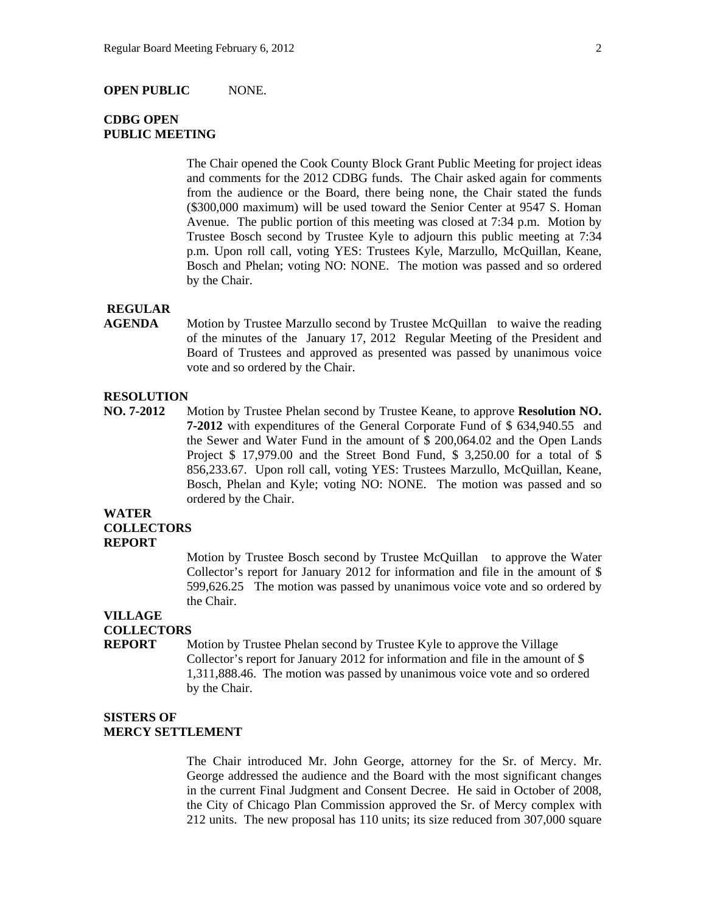**OPEN PUBLIC** NONE.

**CDBG OPEN PUBLIC MEETING**

The Chair opened the Cook County Block Grant Public Meeting for project ideas and comments for the 2012 CDBG funds. The Chair asked again for comments from the audience or the Board, there being none, the Chair stated the funds ($300,000 maximum) will be used toward the Senior Center at 9547 S. Homan Avenue. The public portion of this meeting was closed at 7:34 p.m. Motion by Trustee Bosch second by Trustee Kyle to adjourn this public meeting at 7:34 p.m. Upon roll call, voting YES: Trustees Kyle, Marzullo, McQuillan, Keane, Bosch and Phelan; voting NO: NONE. The motion was passed and so ordered by the Chair.

**REGULAR AGENDA**

Motion by Trustee Marzullo second by Trustee McQuillan to waive the reading of the minutes of the January 17, 2012 Regular Meeting of the President and Board of Trustees and approved as presented was passed by unanimous voice vote and so ordered by the Chair.

**RESOLUTION NO. 7-2012**

Motion by Trustee Phelan second by Trustee Keane, to approve **Resolution NO. 7-2012** with expenditures of the General Corporate Fund of $ 634,940.55 and the Sewer and Water Fund in the amount of $ 200,064.02 and the Open Lands Project $ 17,979.00 and the Street Bond Fund, $ 3,250.00 for a total of $ 856,233.67. Upon roll call, voting YES: Trustees Marzullo, McQuillan, Keane, Bosch, Phelan and Kyle; voting NO: NONE. The motion was passed and so ordered by the Chair.

**WATER COLLECTORS REPORT**

Motion by Trustee Bosch second by Trustee McQuillan to approve the Water Collector's report for January 2012 for information and file in the amount of $ 599,626.25 The motion was passed by unanimous voice vote and so ordered by the Chair.

**VILLAGE COLLECTORS REPORT**

Motion by Trustee Phelan second by Trustee Kyle to approve the Village Collector's report for January 2012 for information and file in the amount of $ 1,311,888.46. The motion was passed by unanimous voice vote and so ordered by the Chair.

**SISTERS OF MERCY SETTLEMENT**

The Chair introduced Mr. John George, attorney for the Sr. of Mercy. Mr. George addressed the audience and the Board with the most significant changes in the current Final Judgment and Consent Decree. He said in October of 2008, the City of Chicago Plan Commission approved the Sr. of Mercy complex with 212 units. The new proposal has 110 units; its size reduced from 307,000 square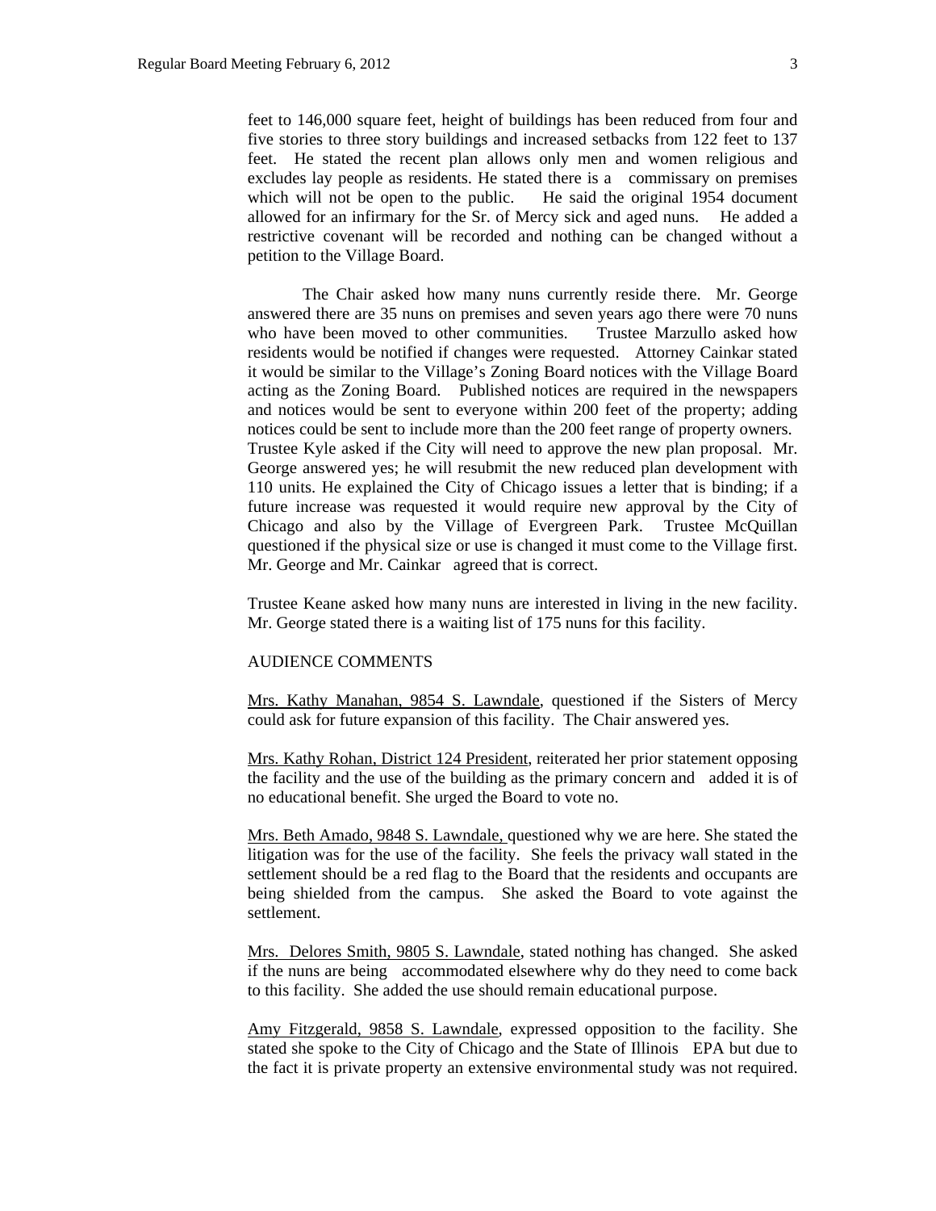feet to 146,000 square feet, height of buildings has been reduced from four and five stories to three story buildings and increased setbacks from 122 feet to 137 feet. He stated the recent plan allows only men and women religious and excludes lay people as residents. He stated there is a commissary on premises which will not be open to the public. He said the original 1954 document allowed for an infirmary for the Sr. of Mercy sick and aged nuns. He added a restrictive covenant will be recorded and nothing can be changed without a petition to the Village Board.

The Chair asked how many nuns currently reside there. Mr. George answered there are 35 nuns on premises and seven years ago there were 70 nuns who have been moved to other communities. Trustee Marzullo asked how residents would be notified if changes were requested. Attorney Cainkar stated it would be similar to the Village's Zoning Board notices with the Village Board acting as the Zoning Board. Published notices are required in the newspapers and notices would be sent to everyone within 200 feet of the property; adding notices could be sent to include more than the 200 feet range of property owners. Trustee Kyle asked if the City will need to approve the new plan proposal. Mr. George answered yes; he will resubmit the new reduced plan development with 110 units. He explained the City of Chicago issues a letter that is binding; if a future increase was requested it would require new approval by the City of Chicago and also by the Village of Evergreen Park. Trustee McQuillan questioned if the physical size or use is changed it must come to the Village first. Mr. George and Mr. Cainkar agreed that is correct.

Trustee Keane asked how many nuns are interested in living in the new facility. Mr. George stated there is a waiting list of 175 nuns for this facility.

AUDIENCE COMMENTS

Mrs. Kathy Manahan, 9854 S. Lawndale, questioned if the Sisters of Mercy could ask for future expansion of this facility. The Chair answered yes.

Mrs. Kathy Rohan, District 124 President, reiterated her prior statement opposing the facility and the use of the building as the primary concern and added it is of no educational benefit. She urged the Board to vote no.

Mrs. Beth Amado, 9848 S. Lawndale, questioned why we are here. She stated the litigation was for the use of the facility. She feels the privacy wall stated in the settlement should be a red flag to the Board that the residents and occupants are being shielded from the campus. She asked the Board to vote against the settlement.

Mrs. Delores Smith, 9805 S. Lawndale, stated nothing has changed. She asked if the nuns are being accommodated elsewhere why do they need to come back to this facility. She added the use should remain educational purpose.

Amy Fitzgerald, 9858 S. Lawndale, expressed opposition to the facility. She stated she spoke to the City of Chicago and the State of Illinois EPA but due to the fact it is private property an extensive environmental study was not required.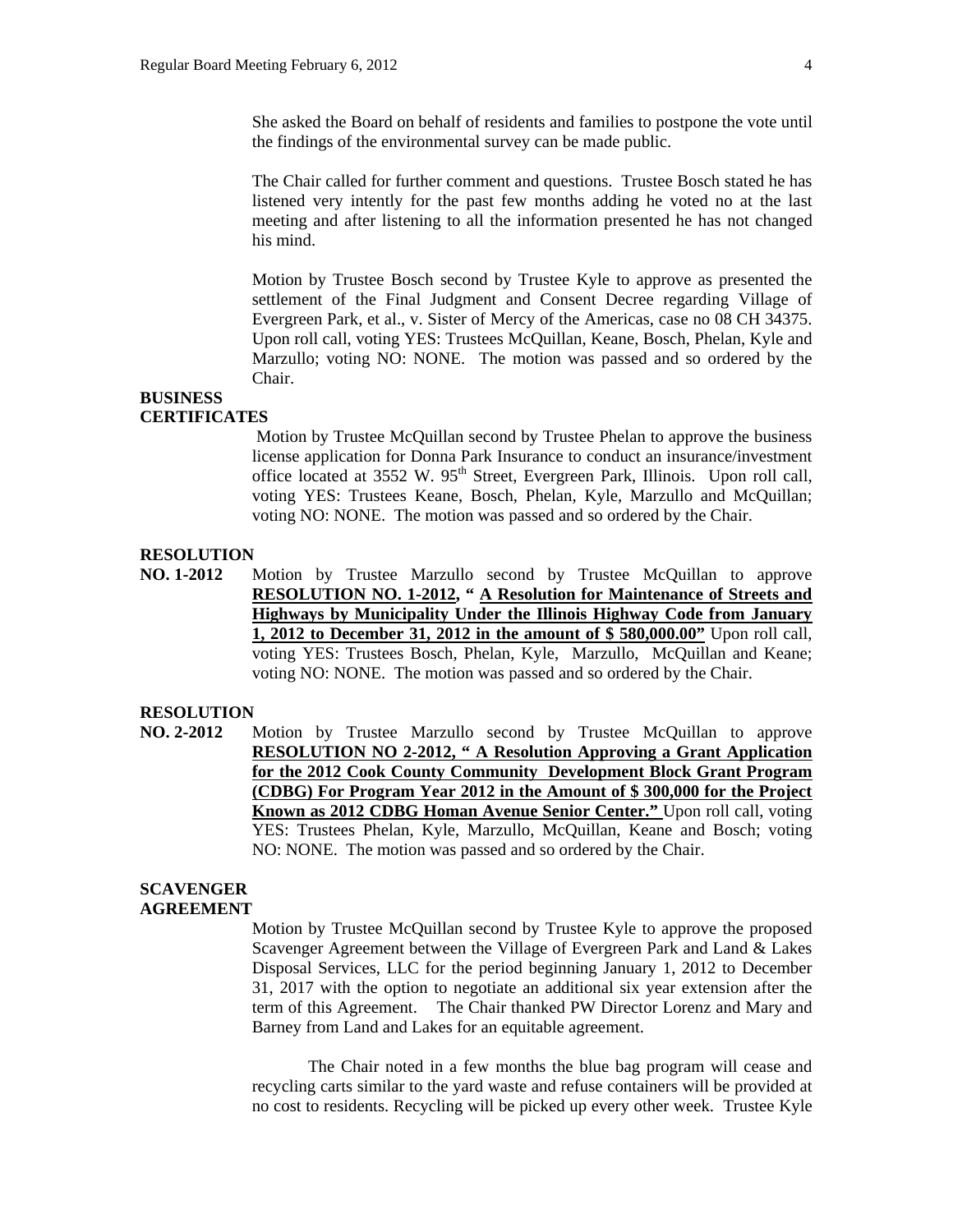She asked the Board on behalf of residents and families to postpone the vote until the findings of the environmental survey can be made public.

The Chair called for further comment and questions. Trustee Bosch stated he has listened very intently for the past few months adding he voted no at the last meeting and after listening to all the information presented he has not changed his mind.

Motion by Trustee Bosch second by Trustee Kyle to approve as presented the settlement of the Final Judgment and Consent Decree regarding Village of Evergreen Park, et al., v. Sister of Mercy of the Americas, case no 08 CH 34375. Upon roll call, voting YES: Trustees McQuillan, Keane, Bosch, Phelan, Kyle and Marzullo; voting NO: NONE. The motion was passed and so ordered by the Chair.

**BUSINESS CERTIFICATES**

Motion by Trustee McQuillan second by Trustee Phelan to approve the business license application for Donna Park Insurance to conduct an insurance/investment office located at 3552 W. 95th Street, Evergreen Park, Illinois. Upon roll call, voting YES: Trustees Keane, Bosch, Phelan, Kyle, Marzullo and McQuillan; voting NO: NONE. The motion was passed and so ordered by the Chair.

**RESOLUTION NO. 1-2012**

Motion by Trustee Marzullo second by Trustee McQuillan to approve **RESOLUTION NO. 1-2012, " A Resolution for Maintenance of Streets and Highways by Municipality Under the Illinois Highway Code from January 1, 2012 to December 31, 2012 in the amount of $ 580,000.00"** Upon roll call, voting YES: Trustees Bosch, Phelan, Kyle, Marzullo, McQuillan and Keane; voting NO: NONE. The motion was passed and so ordered by the Chair.

**RESOLUTION NO. 2-2012**

Motion by Trustee Marzullo second by Trustee McQuillan to approve **RESOLUTION NO 2-2012, " A Resolution Approving a Grant Application for the 2012 Cook County Community Development Block Grant Program (CDBG) For Program Year 2012 in the Amount of $ 300,000 for the Project Known as 2012 CDBG Homan Avenue Senior Center."** Upon roll call, voting YES: Trustees Phelan, Kyle, Marzullo, McQuillan, Keane and Bosch; voting NO: NONE. The motion was passed and so ordered by the Chair.

**SCAVENGER AGREEMENT**

Motion by Trustee McQuillan second by Trustee Kyle to approve the proposed Scavenger Agreement between the Village of Evergreen Park and Land & Lakes Disposal Services, LLC for the period beginning January 1, 2012 to December 31, 2017 with the option to negotiate an additional six year extension after the term of this Agreement. The Chair thanked PW Director Lorenz and Mary and Barney from Land and Lakes for an equitable agreement.

The Chair noted in a few months the blue bag program will cease and recycling carts similar to the yard waste and refuse containers will be provided at no cost to residents. Recycling will be picked up every other week. Trustee Kyle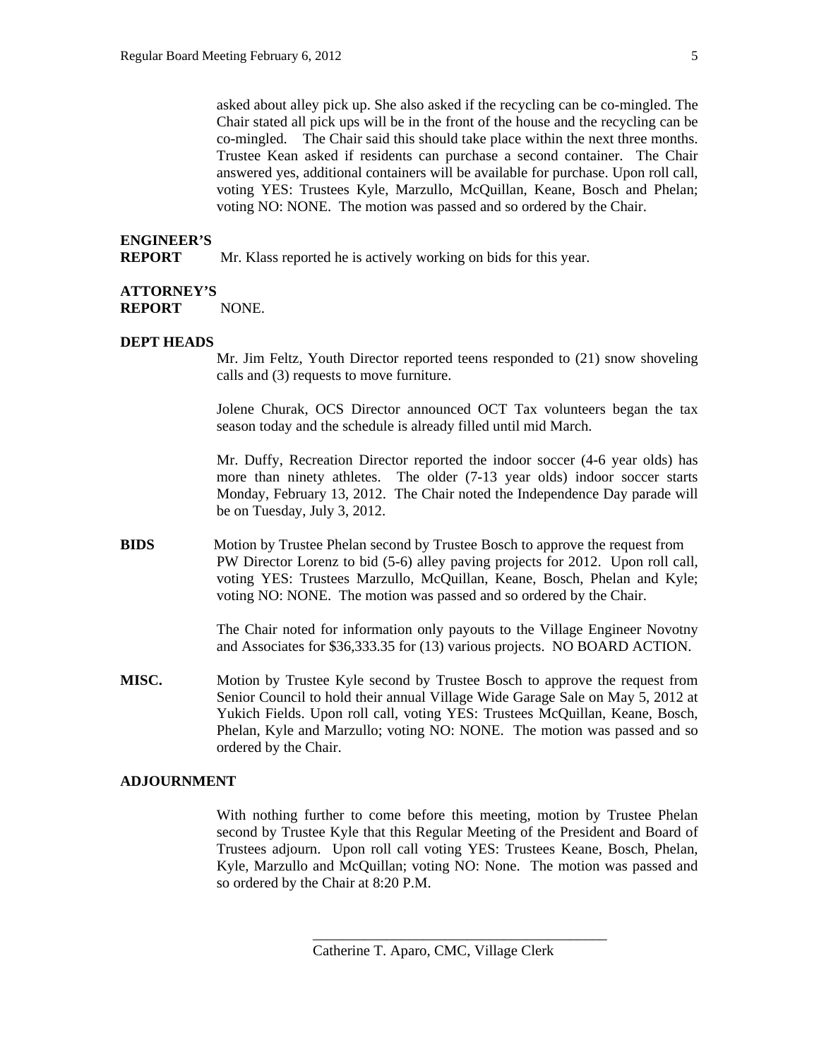asked about alley pick up. She also asked if the recycling can be co-mingled. The Chair stated all pick ups will be in the front of the house and the recycling can be co-mingled. The Chair said this should take place within the next three months. Trustee Kean asked if residents can purchase a second container. The Chair answered yes, additional containers will be available for purchase. Upon roll call, voting YES: Trustees Kyle, Marzullo, McQuillan, Keane, Bosch and Phelan; voting NO: NONE. The motion was passed and so ordered by the Chair.

**ENGINEER'S REPORT** Mr. Klass reported he is actively working on bids for this year.

**ATTORNEY'S REPORT** NONE.

**DEPT HEADS**

Mr. Jim Feltz, Youth Director reported teens responded to (21) snow shoveling calls and (3) requests to move furniture.

Jolene Churak, OCS Director announced OCT Tax volunteers began the tax season today and the schedule is already filled until mid March.

Mr. Duffy, Recreation Director reported the indoor soccer (4-6 year olds) has more than ninety athletes. The older (7-13 year olds) indoor soccer starts Monday, February 13, 2012. The Chair noted the Independence Day parade will be on Tuesday, July 3, 2012.

**BIDS** Motion by Trustee Phelan second by Trustee Bosch to approve the request from PW Director Lorenz to bid (5-6) alley paving projects for 2012. Upon roll call, voting YES: Trustees Marzullo, McQuillan, Keane, Bosch, Phelan and Kyle; voting NO: NONE. The motion was passed and so ordered by the Chair.

The Chair noted for information only payouts to the Village Engineer Novotny and Associates for $36,333.35 for (13) various projects. NO BOARD ACTION.

**MISC.** Motion by Trustee Kyle second by Trustee Bosch to approve the request from Senior Council to hold their annual Village Wide Garage Sale on May 5, 2012 at Yukich Fields. Upon roll call, voting YES: Trustees McQuillan, Keane, Bosch, Phelan, Kyle and Marzullo; voting NO: NONE. The motion was passed and so ordered by the Chair.

**ADJOURNMENT**

With nothing further to come before this meeting, motion by Trustee Phelan second by Trustee Kyle that this Regular Meeting of the President and Board of Trustees adjourn. Upon roll call voting YES: Trustees Keane, Bosch, Phelan, Kyle, Marzullo and McQuillan; voting NO: None. The motion was passed and so ordered by the Chair at 8:20 P.M.

\_\_\_\_\_\_\_\_\_\_\_\_\_\_\_\_\_\_\_\_\_\_\_\_\_\_\_\_\_\_\_\_\_\_\_\_\_\_\_\_

Catherine T. Aparo, CMC, Village Clerk